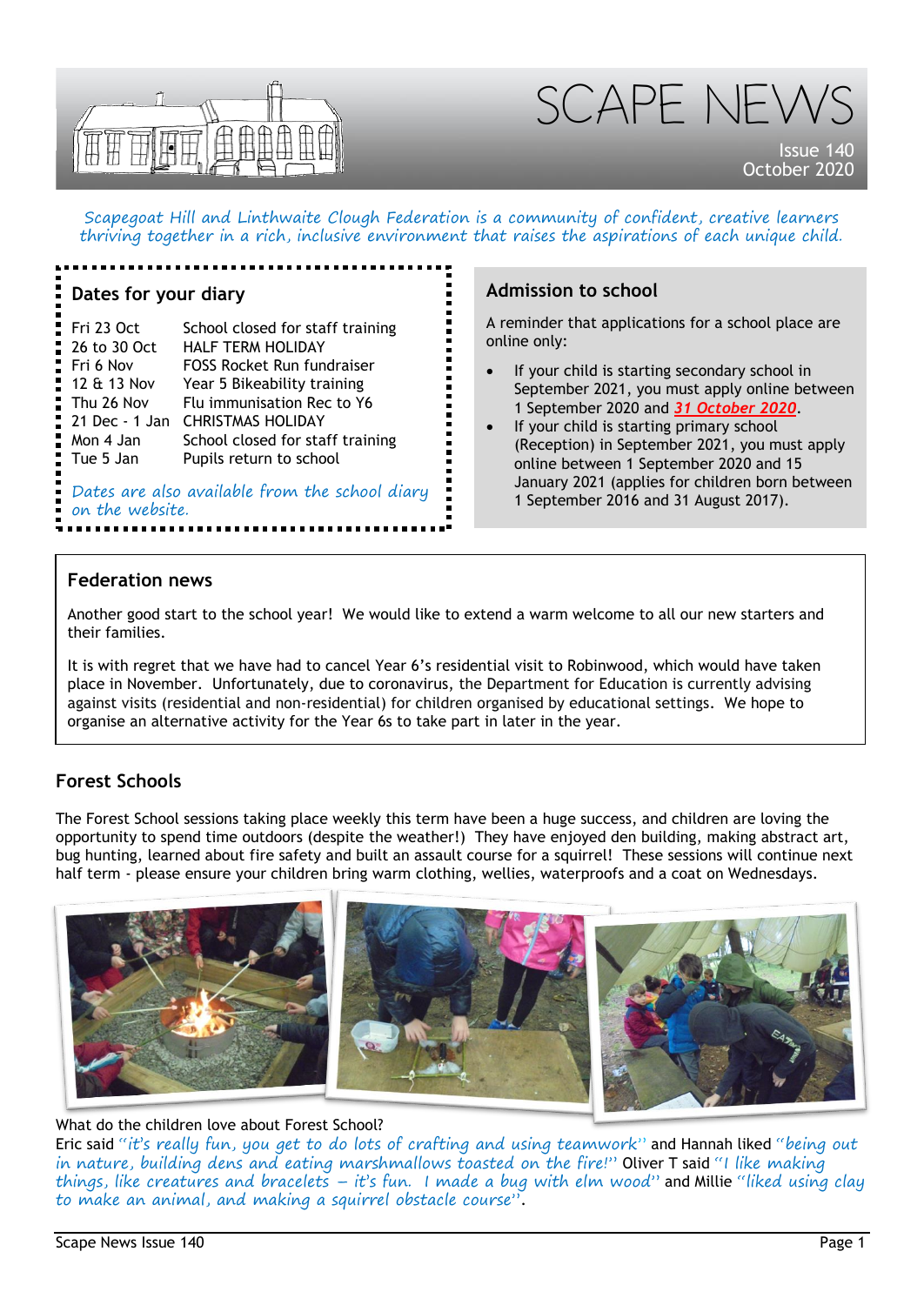# SCAPE NEWS

Issue 140
October 2020

*Scapegoat Hill and Linthwaite Clough Federation is a community of confident, creative learners thriving together in a rich, inclusive environment that raises the aspirations of each unique child.*

## Dates for your diary

| | |
|---|---|
| Fri 23 Oct | School closed for staff training |
| 26 to 30 Oct | HALF TERM HOLIDAY |
| Fri 6 Nov | FOSS Rocket Run fundraiser |
| 12 & 13 Nov | Year 5 Bikeability training |
| Thu 26 Nov | Flu immunisation Rec to Y6 |
| 21 Dec - 1 Jan | CHRISTMAS HOLIDAY |
| Mon 4 Jan | School closed for staff training |
| Tue 5 Jan | Pupils return to school |

*Dates are also available from the school diary on the website.*

## Admission to school

A reminder that applications for a school place are online only:

- If your child is starting secondary school in September 2021, you must apply online between 1 September 2020 and ***31 October 2020***.
- If your child is starting primary school (Reception) in September 2021, you must apply online between 1 September 2020 and 15 January 2021 (applies for children born between 1 September 2016 and 31 August 2017).

## Federation news

Another good start to the school year! We would like to extend a warm welcome to all our new starters and their families.

It is with regret that we have had to cancel Year 6's residential visit to Robinwood, which would have taken place in November. Unfortunately, due to coronavirus, the Department for Education is currently advising against visits (residential and non-residential) for children organised by educational settings. We hope to organise an alternative activity for the Year 6s to take part in later in the year.

## Forest Schools

The Forest School sessions taking place weekly this term have been a huge success, and children are loving the opportunity to spend time outdoors (despite the weather!) They have enjoyed den building, making abstract art, bug hunting, learned about fire safety and built an assault course for a squirrel! These sessions will continue next half term - please ensure your children bring warm clothing, wellies, waterproofs and a coat on Wednesdays.

What do the children love about Forest School?
Eric said *"it's really fun, you get to do lots of crafting and using teamwork"* and Hannah liked *"being out in nature, building dens and eating marshmallows toasted on the fire!"* Oliver T said *"I like making things, like creatures and bracelets – it's fun. I made a bug with elm wood"* and Millie *"liked using clay to make an animal, and making a squirrel obstacle course"*.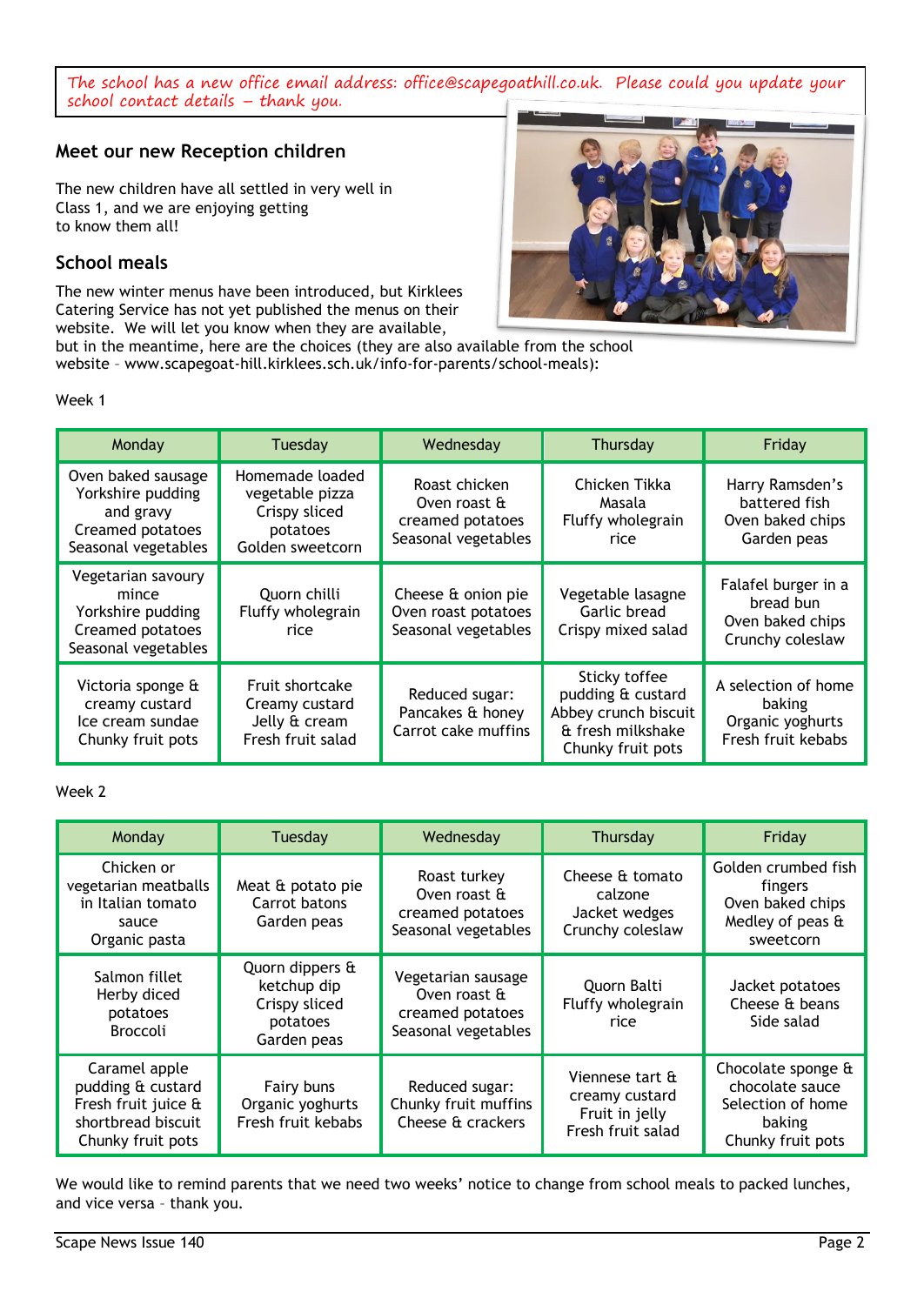*The school has a new office email address: office@scapegoathill.co.uk. Please could you update your school contact details – thank you.*

## Meet our new Reception children

The new children have all settled in very well in Class 1, and we are enjoying getting to know them all!

## School meals

The new winter menus have been introduced, but Kirklees Catering Service has not yet published the menus on their website. We will let you know when they are available, but in the meantime, here are the choices (they are also available from the school website – www.scapegoat-hill.kirklees.sch.uk/info-for-parents/school-meals):

Week 1

| Monday | Tuesday | Wednesday | Thursday | Friday |
|---|---|---|---|---|
| Oven baked sausage Yorkshire pudding and gravy<br>Creamed potatoes<br>Seasonal vegetables | Homemade loaded vegetable pizza<br>Crispy sliced potatoes<br>Golden sweetcorn | Roast chicken<br>Oven roast & creamed potatoes<br>Seasonal vegetables | Chicken Tikka Masala<br>Fluffy wholegrain rice | Harry Ramsden's battered fish<br>Oven baked chips<br>Garden peas |
| Vegetarian savoury mince<br>Yorkshire pudding<br>Creamed potatoes<br>Seasonal vegetables | Quorn chilli<br>Fluffy wholegrain rice | Cheese & onion pie<br>Oven roast potatoes<br>Seasonal vegetables | Vegetable lasagne<br>Garlic bread<br>Crispy mixed salad | Falafel burger in a bread bun<br>Oven baked chips<br>Crunchy coleslaw |
| Victoria sponge & creamy custard<br>Ice cream sundae<br>Chunky fruit pots | Fruit shortcake<br>Creamy custard<br>Jelly & cream<br>Fresh fruit salad | Reduced sugar:<br>Pancakes & honey<br>Carrot cake muffins | Sticky toffee pudding & custard<br>Abbey crunch biscuit & fresh milkshake<br>Chunky fruit pots | A selection of home baking<br>Organic yoghurts<br>Fresh fruit kebabs |

Week 2

| Monday | Tuesday | Wednesday | Thursday | Friday |
|---|---|---|---|---|
| Chicken or vegetarian meatballs in Italian tomato sauce<br>Organic pasta | Meat & potato pie<br>Carrot batons<br>Garden peas | Roast turkey<br>Oven roast & creamed potatoes<br>Seasonal vegetables | Cheese & tomato calzone<br>Jacket wedges<br>Crunchy coleslaw | Golden crumbed fish fingers<br>Oven baked chips<br>Medley of peas & sweetcorn |
| Salmon fillet<br>Herby diced potatoes<br>Broccoli | Quorn dippers & ketchup dip<br>Crispy sliced potatoes<br>Garden peas | Vegetarian sausage<br>Oven roast & creamed potatoes<br>Seasonal vegetables | Quorn Balti<br>Fluffy wholegrain rice | Jacket potatoes<br>Cheese & beans<br>Side salad |
| Caramel apple pudding & custard<br>Fresh fruit juice & shortbread biscuit<br>Chunky fruit pots | Fairy buns<br>Organic yoghurts<br>Fresh fruit kebabs | Reduced sugar:<br>Chunky fruit muffins<br>Cheese & crackers | Viennese tart & creamy custard<br>Fruit in jelly<br>Fresh fruit salad | Chocolate sponge & chocolate sauce<br>Selection of home baking<br>Chunky fruit pots |

We would like to remind parents that we need two weeks' notice to change from school meals to packed lunches, and vice versa – thank you.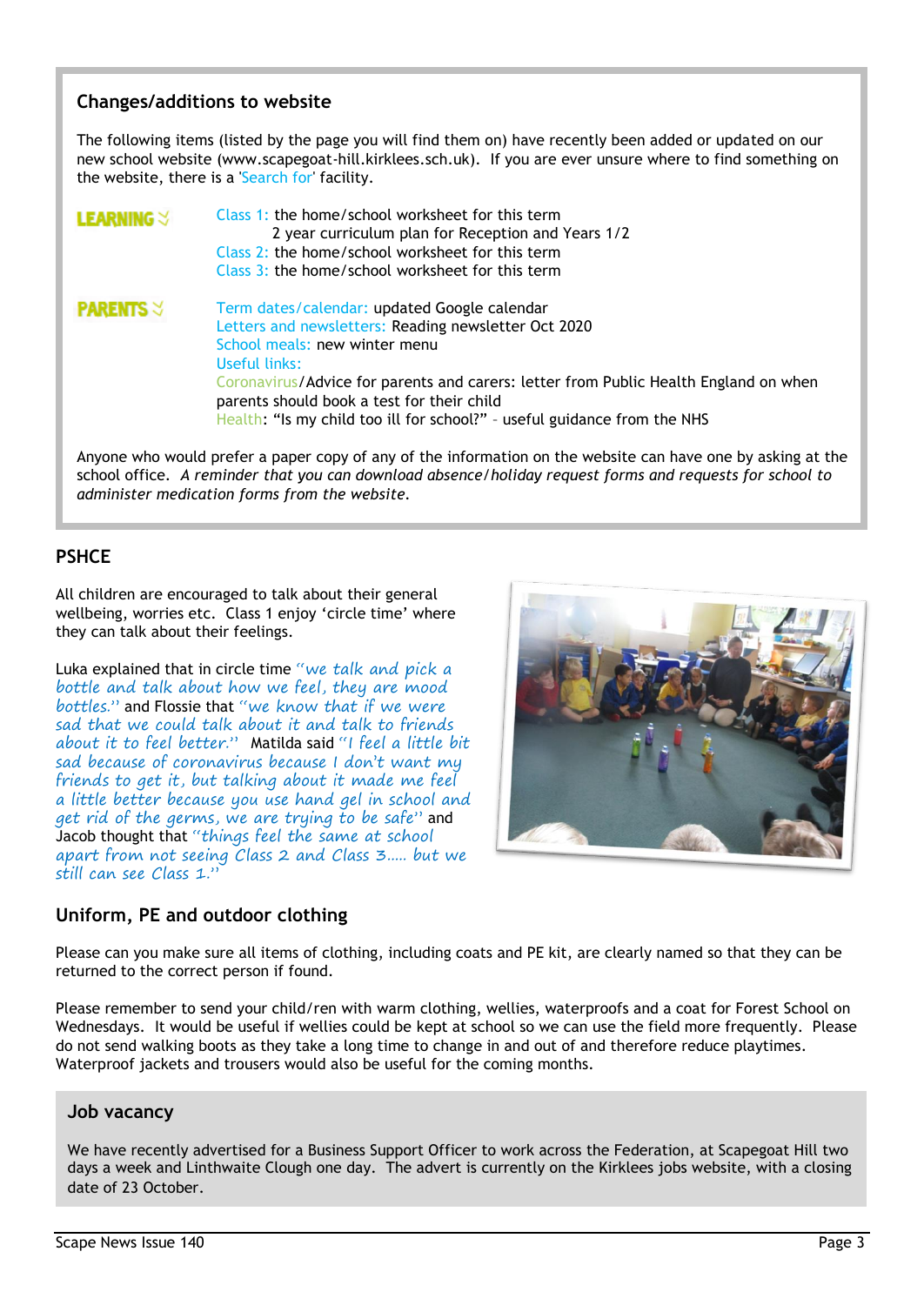## Changes/additions to website

The following items (listed by the page you will find them on) have recently been added or updated on our new school website (www.scapegoat-hill.kirklees.sch.uk). If you are ever unsure where to find something on the website, there is a 'Search for' facility.

**LEARNING**

Class 1: the home/school worksheet for this term
2 year curriculum plan for Reception and Years 1/2
Class 2: the home/school worksheet for this term
Class 3: the home/school worksheet for this term

**PARENTS**

Term dates/calendar: updated Google calendar
Letters and newsletters: Reading newsletter Oct 2020
School meals: new winter menu
Useful links:
Coronavirus/Advice for parents and carers: letter from Public Health England on when parents should book a test for their child
Health: "Is my child too ill for school?" – useful guidance from the NHS

Anyone who would prefer a paper copy of any of the information on the website can have one by asking at the school office. *A reminder that you can download absence/holiday request forms and requests for school to administer medication forms from the website.*

## PSHCE

All children are encouraged to talk about their general wellbeing, worries etc. Class 1 enjoy 'circle time' where they can talk about their feelings.

Luka explained that in circle time *"we talk and pick a bottle and talk about how we feel, they are mood bottles."* and Flossie that *"we know that if we were sad that we could talk about it and talk to friends about it to feel better."* Matilda said *"I feel a little bit sad because of coronavirus because I don't want my friends to get it, but talking about it made me feel a little better because you use hand gel in school and get rid of the germs, we are trying to be safe"* and Jacob thought that *"things feel the same at school apart from not seeing Class 2 and Class 3….. but we still can see Class 1."*

## Uniform, PE and outdoor clothing

Please can you make sure all items of clothing, including coats and PE kit, are clearly named so that they can be returned to the correct person if found.

Please remember to send your child/ren with warm clothing, wellies, waterproofs and a coat for Forest School on Wednesdays. It would be useful if wellies could be kept at school so we can use the field more frequently. Please do not send walking boots as they take a long time to change in and out of and therefore reduce playtimes. Waterproof jackets and trousers would also be useful for the coming months.

## Job vacancy

We have recently advertised for a Business Support Officer to work across the Federation, at Scapegoat Hill two days a week and Linthwaite Clough one day. The advert is currently on the Kirklees jobs website, with a closing date of 23 October.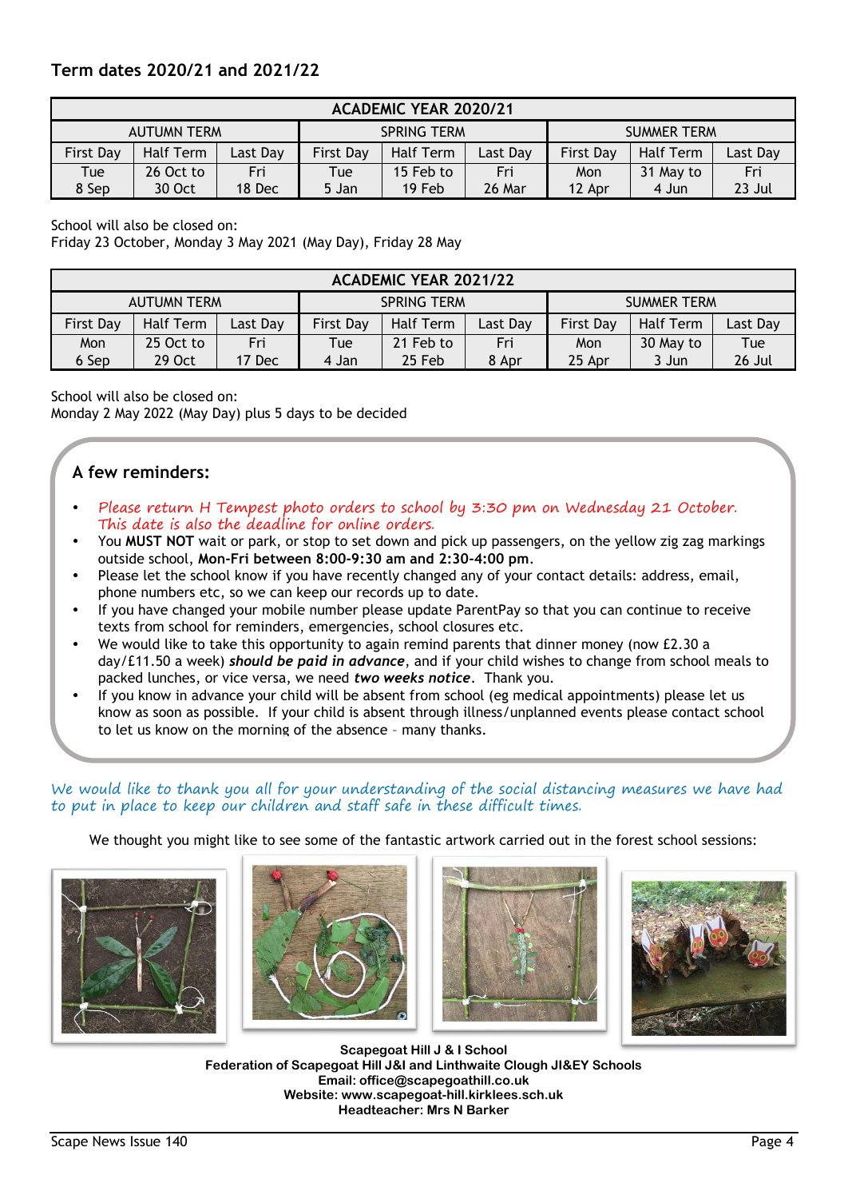## Term dates 2020/21 and 2021/22

| ACADEMIC YEAR 2020/21 | | | | | | | | |
|---|---|---|---|---|---|---|---|---|
| AUTUMN TERM | | | SPRING TERM | | | SUMMER TERM | | |
| First Day | Half Term | Last Day | First Day | Half Term | Last Day | First Day | Half Term | Last Day |
| Tue 8 Sep | 26 Oct to 30 Oct | Fri 18 Dec | Tue 5 Jan | 15 Feb to 19 Feb | Fri 26 Mar | Mon 12 Apr | 31 May to 4 Jun | Fri 23 Jul |

School will also be closed on:
Friday 23 October, Monday 3 May 2021 (May Day), Friday 28 May

| ACADEMIC YEAR 2021/22 | | | | | | | | |
|---|---|---|---|---|---|---|---|---|
| AUTUMN TERM | | | SPRING TERM | | | SUMMER TERM | | |
| First Day | Half Term | Last Day | First Day | Half Term | Last Day | First Day | Half Term | Last Day |
| Mon 6 Sep | 25 Oct to 29 Oct | Fri 17 Dec | Tue 4 Jan | 21 Feb to 25 Feb | Fri 8 Apr | Mon 25 Apr | 30 May to 3 Jun | Tue 26 Jul |

School will also be closed on:
Monday 2 May 2022 (May Day) plus 5 days to be decided

### A few reminders:

- *Please return H Tempest photo orders to school by 3:30 pm on Wednesday 21 October. This date is also the deadline for online orders.*
- You **MUST NOT** wait or park, or stop to set down and pick up passengers, on the yellow zig zag markings outside school, **Mon-Fri between 8:00-9:30 am and 2:30-4:00 pm**.
- Please let the school know if you have recently changed any of your contact details: address, email, phone numbers etc, so we can keep our records up to date.
- If you have changed your mobile number please update ParentPay so that you can continue to receive texts from school for reminders, emergencies, school closures etc.
- We would like to take this opportunity to again remind parents that dinner money (now £2.30 a day/£11.50 a week) ***should be paid in advance***, and if your child wishes to change from school meals to packed lunches, or vice versa, we need ***two weeks notice***. Thank you.
- If you know in advance your child will be absent from school (eg medical appointments) please let us know as soon as possible. If your child is absent through illness/unplanned events please contact school to let us know on the morning of the absence – many thanks.

*We would like to thank you all for your understanding of the social distancing measures we have had to put in place to keep our children and staff safe in these difficult times.*

We thought you might like to see some of the fantastic artwork carried out in the forest school sessions:

**Scapegoat Hill J & I School**
**Federation of Scapegoat Hill J&I and Linthwaite Clough JI&EY Schools**
**Email: office@scapegoathill.co.uk**
**Website: www.scapegoat-hill.kirklees.sch.uk**
**Headteacher: Mrs N Barker**